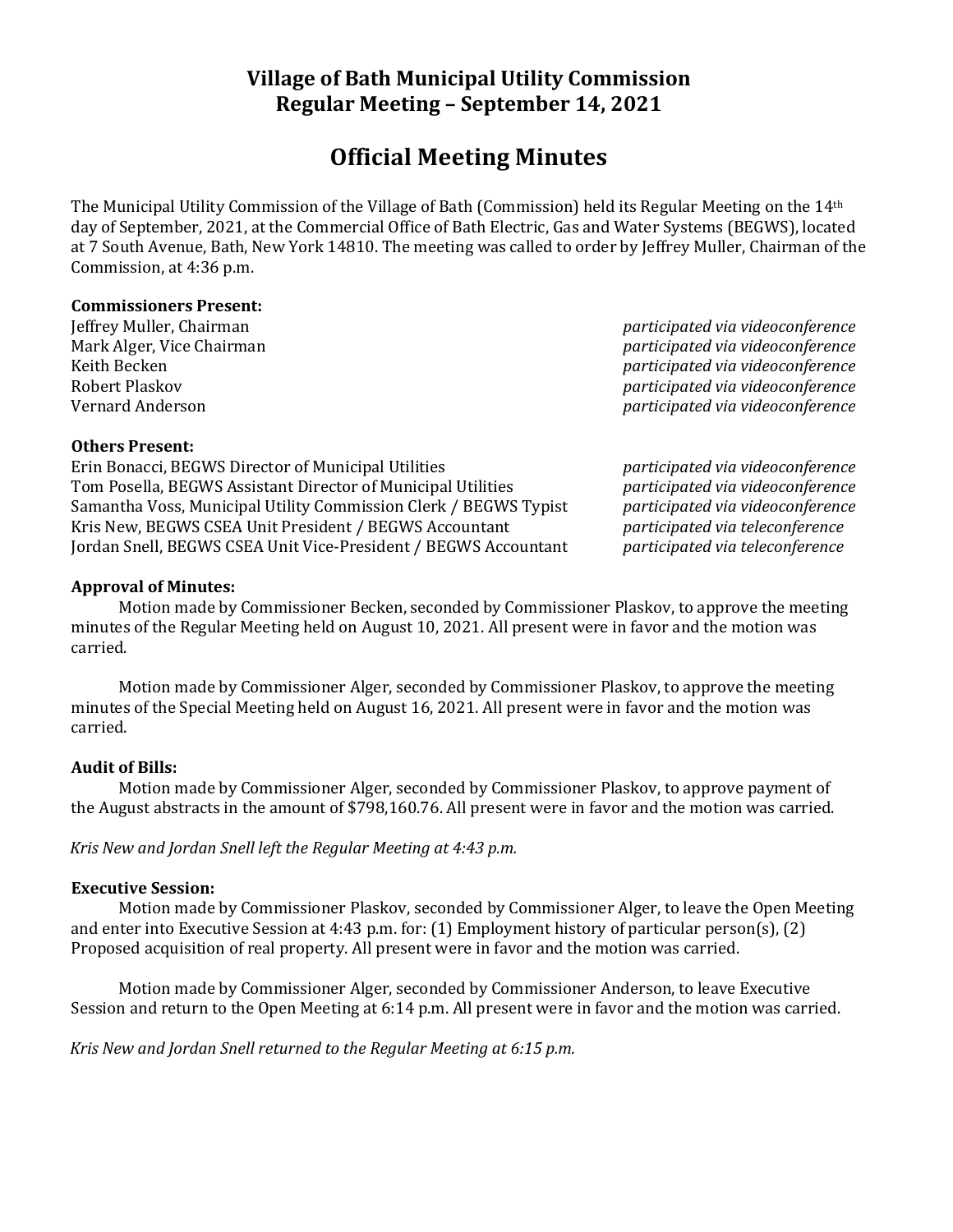# Village of Bath Municipal Utility Commission
# Regular Meeting – September 14, 2021

## Official Meeting Minutes

The Municipal Utility Commission of the Village of Bath (Commission) held its Regular Meeting on the 14th day of September, 2021, at the Commercial Office of Bath Electric, Gas and Water Systems (BEGWS), located at 7 South Avenue, Bath, New York 14810. The meeting was called to order by Jeffrey Muller, Chairman of the Commission, at 4:36 p.m.

**Commissioners Present:**

| | |
|---|---|
| Jeffrey Muller, Chairman | *participated via videoconference* |
| Mark Alger, Vice Chairman | *participated via videoconference* |
| Keith Becken | *participated via videoconference* |
| Robert Plaskov | *participated via videoconference* |
| Vernard Anderson | *participated via videoconference* |

**Others Present:**

| | |
|---|---|
| Erin Bonacci, BEGWS Director of Municipal Utilities | *participated via videoconference* |
| Tom Posella, BEGWS Assistant Director of Municipal Utilities | *participated via videoconference* |
| Samantha Voss, Municipal Utility Commission Clerk / BEGWS Typist | *participated via videoconference* |
| Kris New, BEGWS CSEA Unit President / BEGWS Accountant | *participated via teleconference* |
| Jordan Snell, BEGWS CSEA Unit Vice-President / BEGWS Accountant | *participated via teleconference* |

**Approval of Minutes:**

Motion made by Commissioner Becken, seconded by Commissioner Plaskov, to approve the meeting minutes of the Regular Meeting held on August 10, 2021. All present were in favor and the motion was carried.

Motion made by Commissioner Alger, seconded by Commissioner Plaskov, to approve the meeting minutes of the Special Meeting held on August 16, 2021. All present were in favor and the motion was carried.

**Audit of Bills:**

Motion made by Commissioner Alger, seconded by Commissioner Plaskov, to approve payment of the August abstracts in the amount of $798,160.76. All present were in favor and the motion was carried.

*Kris New and Jordan Snell left the Regular Meeting at 4:43 p.m.*

**Executive Session:**

Motion made by Commissioner Plaskov, seconded by Commissioner Alger, to leave the Open Meeting and enter into Executive Session at 4:43 p.m. for: (1) Employment history of particular person(s), (2) Proposed acquisition of real property. All present were in favor and the motion was carried.

Motion made by Commissioner Alger, seconded by Commissioner Anderson, to leave Executive Session and return to the Open Meeting at 6:14 p.m. All present were in favor and the motion was carried.

*Kris New and Jordan Snell returned to the Regular Meeting at 6:15 p.m.*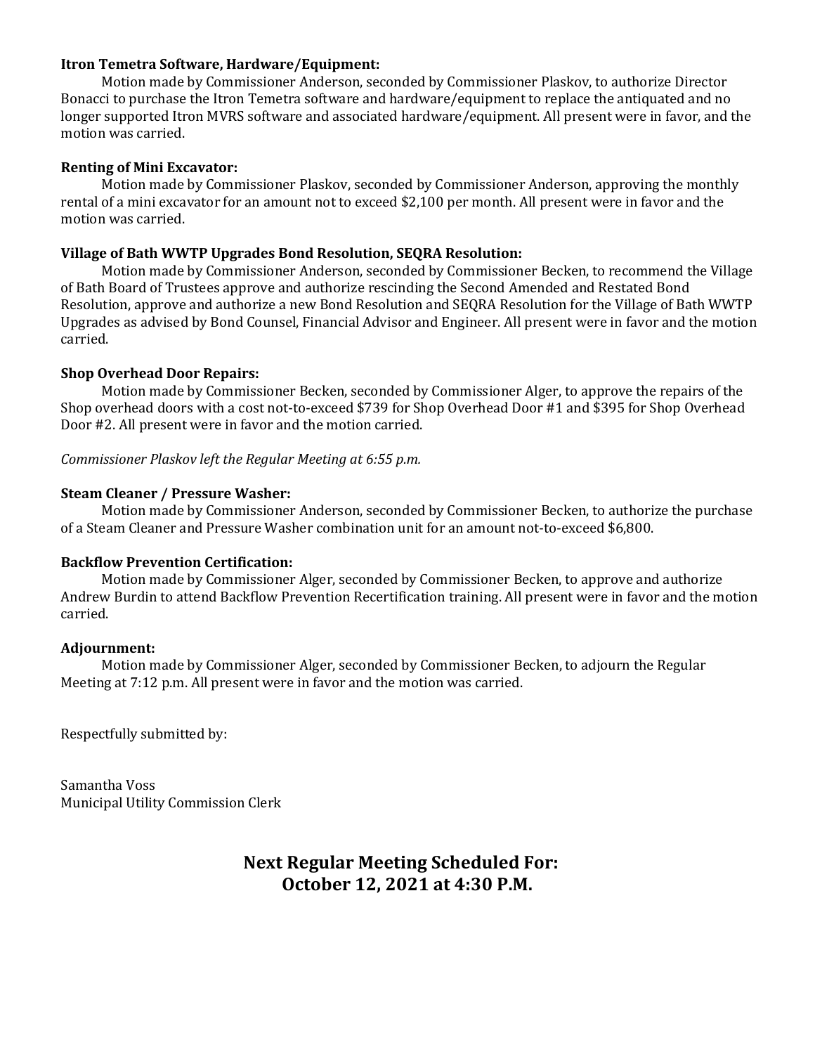**Itron Temetra Software, Hardware/Equipment:**

Motion made by Commissioner Anderson, seconded by Commissioner Plaskov, to authorize Director Bonacci to purchase the Itron Temetra software and hardware/equipment to replace the antiquated and no longer supported Itron MVRS software and associated hardware/equipment. All present were in favor, and the motion was carried.

**Renting of Mini Excavator:**

Motion made by Commissioner Plaskov, seconded by Commissioner Anderson, approving the monthly rental of a mini excavator for an amount not to exceed $2,100 per month. All present were in favor and the motion was carried.

**Village of Bath WWTP Upgrades Bond Resolution, SEQRA Resolution:**

Motion made by Commissioner Anderson, seconded by Commissioner Becken, to recommend the Village of Bath Board of Trustees approve and authorize rescinding the Second Amended and Restated Bond Resolution, approve and authorize a new Bond Resolution and SEQRA Resolution for the Village of Bath WWTP Upgrades as advised by Bond Counsel, Financial Advisor and Engineer. All present were in favor and the motion carried.

**Shop Overhead Door Repairs:**

Motion made by Commissioner Becken, seconded by Commissioner Alger, to approve the repairs of the Shop overhead doors with a cost not-to-exceed $739 for Shop Overhead Door #1 and $395 for Shop Overhead Door #2. All present were in favor and the motion carried.

*Commissioner Plaskov left the Regular Meeting at 6:55 p.m.*

**Steam Cleaner / Pressure Washer:**

Motion made by Commissioner Anderson, seconded by Commissioner Becken, to authorize the purchase of a Steam Cleaner and Pressure Washer combination unit for an amount not-to-exceed $6,800.

**Backflow Prevention Certification:**

Motion made by Commissioner Alger, seconded by Commissioner Becken, to approve and authorize Andrew Burdin to attend Backflow Prevention Recertification training. All present were in favor and the motion carried.

**Adjournment:**

Motion made by Commissioner Alger, seconded by Commissioner Becken, to adjourn the Regular Meeting at 7:12 p.m. All present were in favor and the motion was carried.

Respectfully submitted by:

Samantha Voss
Municipal Utility Commission Clerk

## Next Regular Meeting Scheduled For: October 12, 2021 at 4:30 P.M.